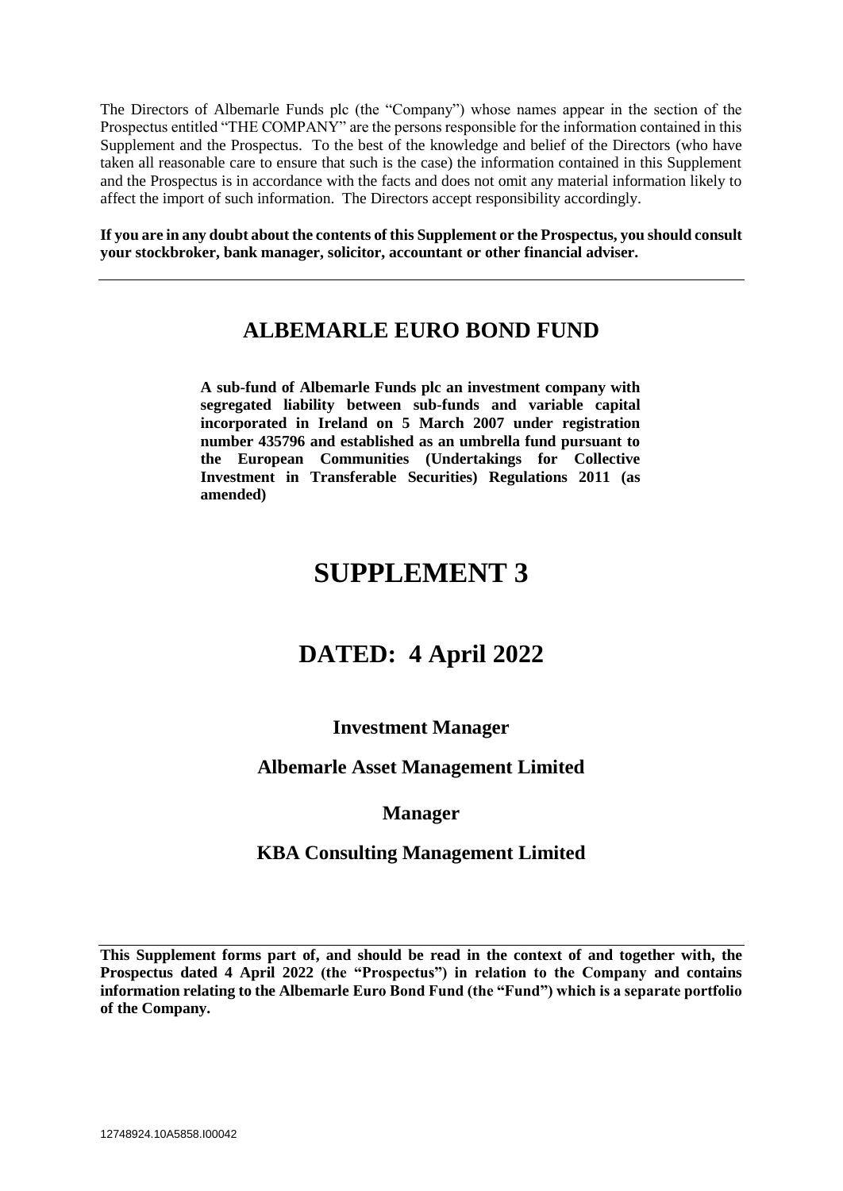The Directors of Albemarle Funds plc (the "Company") whose names appear in the section of the Prospectus entitled "THE COMPANY" are the persons responsible for the information contained in this Supplement and the Prospectus. To the best of the knowledge and belief of the Directors (who have taken all reasonable care to ensure that such is the case) the information contained in this Supplement and the Prospectus is in accordance with the facts and does not omit any material information likely to affect the import of such information. The Directors accept responsibility accordingly.

**If you are in any doubt about the contents of this Supplement or the Prospectus, you should consult your stockbroker, bank manager, solicitor, accountant or other financial adviser.**

---

## ALBEMARLE EURO BOND FUND

**A sub-fund of Albemarle Funds plc an investment company with segregated liability between sub-funds and variable capital incorporated in Ireland on 5 March 2007 under registration number 435796 and established as an umbrella fund pursuant to the European Communities (Undertakings for Collective Investment in Transferable Securities) Regulations 2011 (as amended)**

# SUPPLEMENT 3

## DATED: 4 April 2022

### Investment Manager

### Albemarle Asset Management Limited

### Manager

### KBA Consulting Management Limited

---

**This Supplement forms part of, and should be read in the context of and together with, the Prospectus dated 4 April 2022 (the "Prospectus") in relation to the Company and contains information relating to the Albemarle Euro Bond Fund (the "Fund") which is a separate portfolio of the Company.**

12748924.10A5858.I00042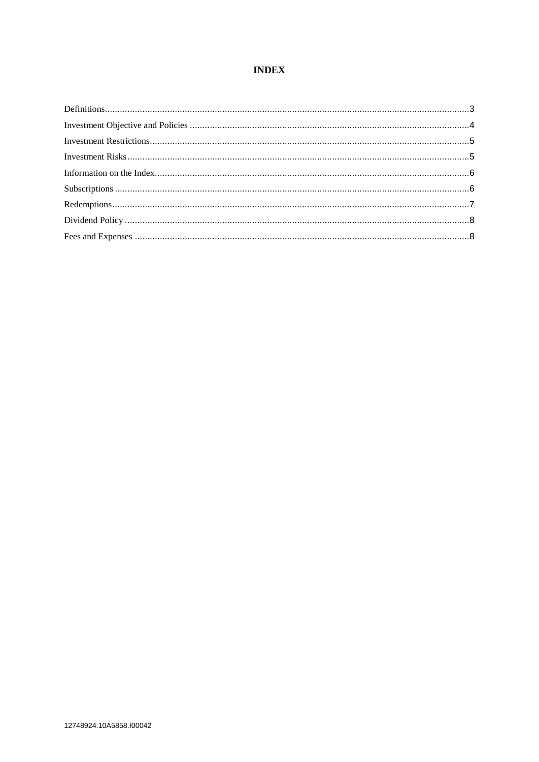# INDEX

Definitions....................................................................................................................................3
Investment Objective and Policies ...............................................................................................4
Investment Restrictions.................................................................................................................5
Investment Risks...........................................................................................................................5
Information on the Index...............................................................................................................6
Subscriptions ................................................................................................................................6
Redemptions..................................................................................................................................7
Dividend Policy .............................................................................................................................8
Fees and Expenses ........................................................................................................................8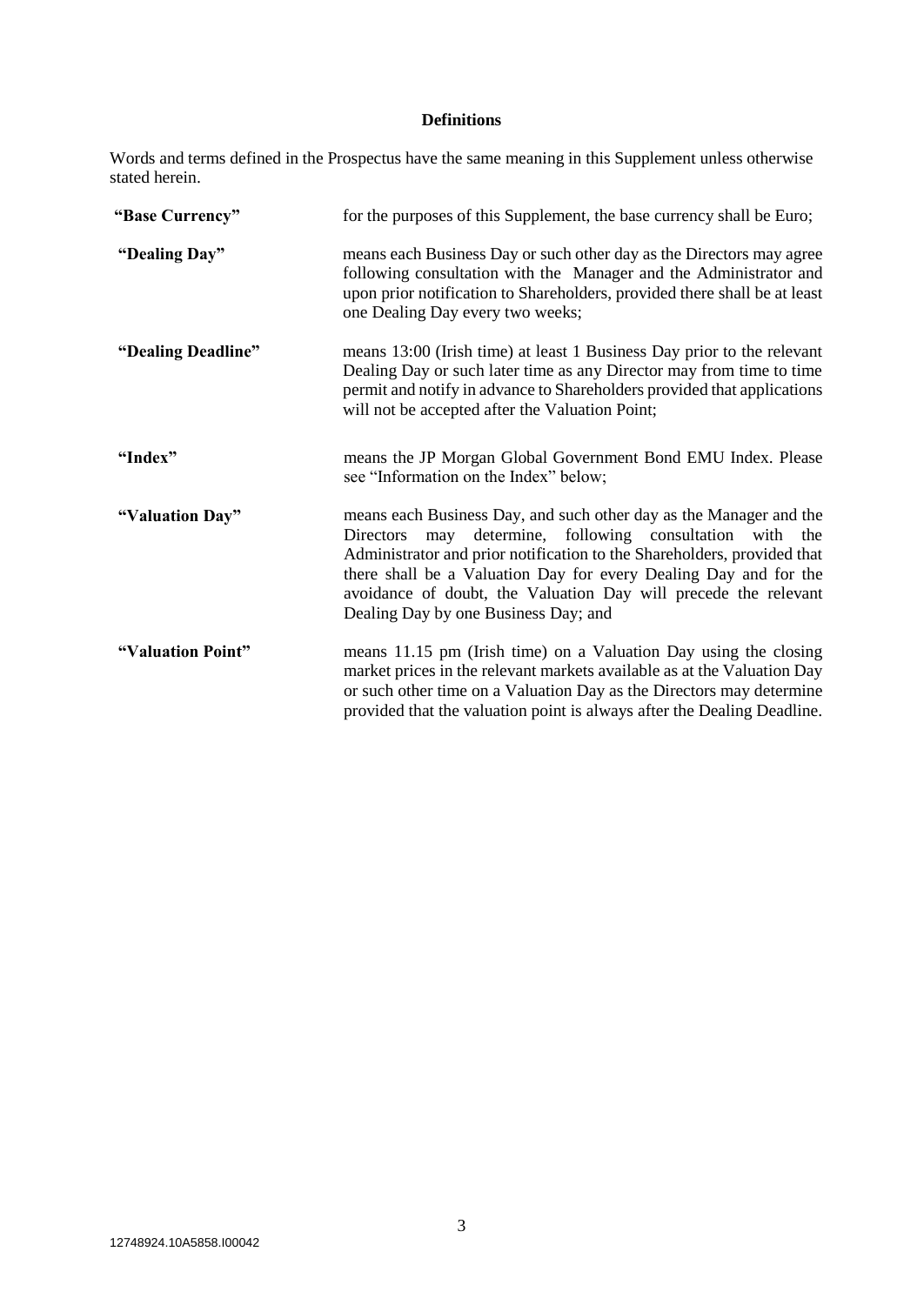## Definitions

Words and terms defined in the Prospectus have the same meaning in this Supplement unless otherwise stated herein.

| | |
|---|---|
| **"Base Currency"** | for the purposes of this Supplement, the base currency shall be Euro; |
| **"Dealing Day"** | means each Business Day or such other day as the Directors may agree following consultation with the Manager and the Administrator and upon prior notification to Shareholders, provided there shall be at least one Dealing Day every two weeks; |
| **"Dealing Deadline"** | means 13:00 (Irish time) at least 1 Business Day prior to the relevant Dealing Day or such later time as any Director may from time to time permit and notify in advance to Shareholders provided that applications will not be accepted after the Valuation Point; |
| **"Index"** | means the JP Morgan Global Government Bond EMU Index. Please see "Information on the Index" below; |
| **"Valuation Day"** | means each Business Day, and such other day as the Manager and the Directors may determine, following consultation with the Administrator and prior notification to the Shareholders, provided that there shall be a Valuation Day for every Dealing Day and for the avoidance of doubt, the Valuation Day will precede the relevant Dealing Day by one Business Day; and |
| **"Valuation Point"** | means 11.15 pm (Irish time) on a Valuation Day using the closing market prices in the relevant markets available as at the Valuation Day or such other time on a Valuation Day as the Directors may determine provided that the valuation point is always after the Dealing Deadline. |

12748924.10A5858.I00042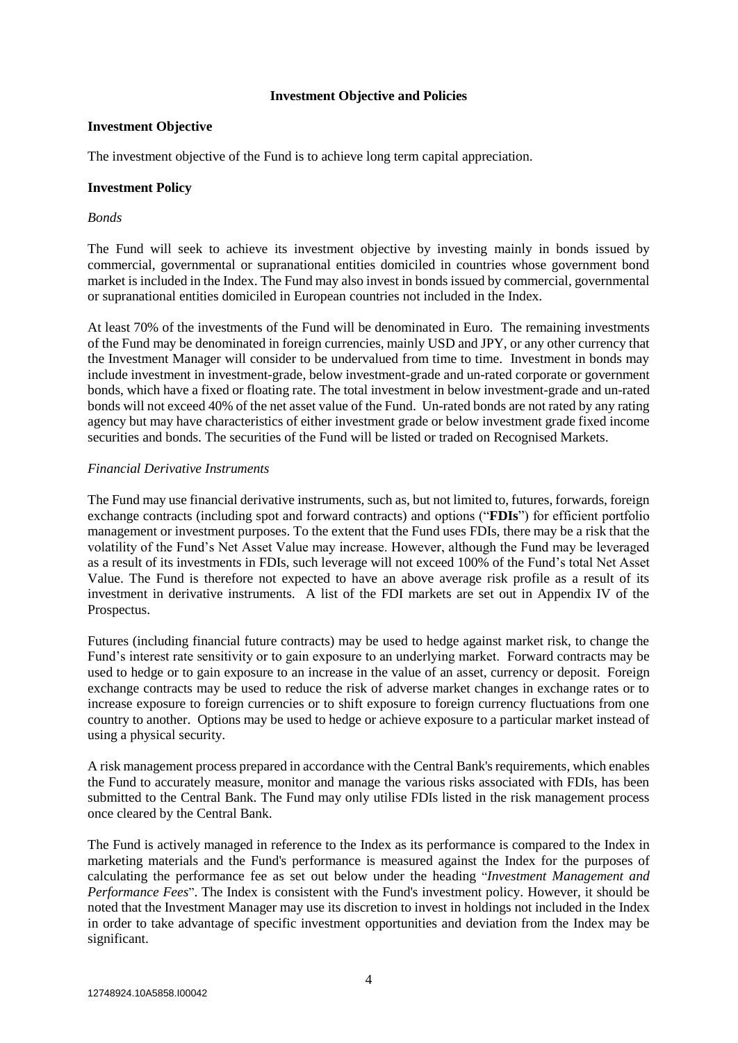## Investment Objective and Policies

### Investment Objective

The investment objective of the Fund is to achieve long term capital appreciation.

### Investment Policy

*Bonds*

The Fund will seek to achieve its investment objective by investing mainly in bonds issued by commercial, governmental or supranational entities domiciled in countries whose government bond market is included in the Index. The Fund may also invest in bonds issued by commercial, governmental or supranational entities domiciled in European countries not included in the Index.

At least 70% of the investments of the Fund will be denominated in Euro. The remaining investments of the Fund may be denominated in foreign currencies, mainly USD and JPY, or any other currency that the Investment Manager will consider to be undervalued from time to time. Investment in bonds may include investment in investment-grade, below investment-grade and un-rated corporate or government bonds, which have a fixed or floating rate. The total investment in below investment-grade and un-rated bonds will not exceed 40% of the net asset value of the Fund. Un-rated bonds are not rated by any rating agency but may have characteristics of either investment grade or below investment grade fixed income securities and bonds. The securities of the Fund will be listed or traded on Recognised Markets.

*Financial Derivative Instruments*

The Fund may use financial derivative instruments, such as, but not limited to, futures, forwards, foreign exchange contracts (including spot and forward contracts) and options ("**FDIs**") for efficient portfolio management or investment purposes. To the extent that the Fund uses FDIs, there may be a risk that the volatility of the Fund's Net Asset Value may increase. However, although the Fund may be leveraged as a result of its investments in FDIs, such leverage will not exceed 100% of the Fund's total Net Asset Value. The Fund is therefore not expected to have an above average risk profile as a result of its investment in derivative instruments. A list of the FDI markets are set out in Appendix IV of the Prospectus.

Futures (including financial future contracts) may be used to hedge against market risk, to change the Fund's interest rate sensitivity or to gain exposure to an underlying market. Forward contracts may be used to hedge or to gain exposure to an increase in the value of an asset, currency or deposit. Foreign exchange contracts may be used to reduce the risk of adverse market changes in exchange rates or to increase exposure to foreign currencies or to shift exposure to foreign currency fluctuations from one country to another. Options may be used to hedge or achieve exposure to a particular market instead of using a physical security.

A risk management process prepared in accordance with the Central Bank's requirements, which enables the Fund to accurately measure, monitor and manage the various risks associated with FDIs, has been submitted to the Central Bank. The Fund may only utilise FDIs listed in the risk management process once cleared by the Central Bank.

The Fund is actively managed in reference to the Index as its performance is compared to the Index in marketing materials and the Fund's performance is measured against the Index for the purposes of calculating the performance fee as set out below under the heading "*Investment Management and Performance Fees*". The Index is consistent with the Fund's investment policy. However, it should be noted that the Investment Manager may use its discretion to invest in holdings not included in the Index in order to take advantage of specific investment opportunities and deviation from the Index may be significant.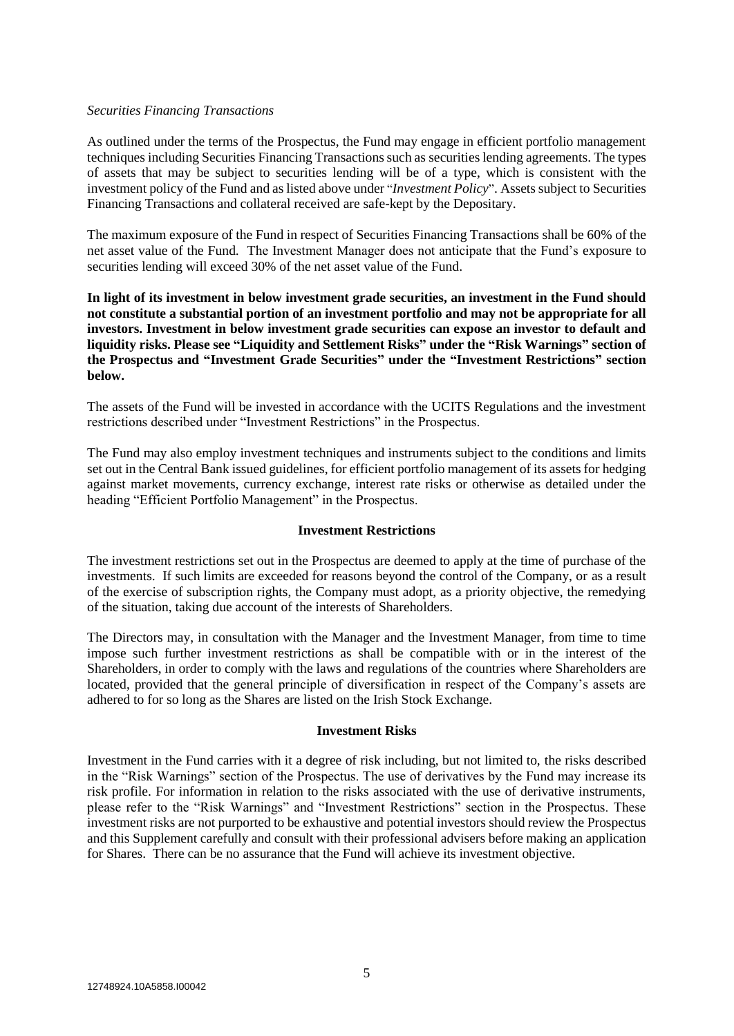*Securities Financing Transactions*

As outlined under the terms of the Prospectus, the Fund may engage in efficient portfolio management techniques including Securities Financing Transactions such as securities lending agreements. The types of assets that may be subject to securities lending will be of a type, which is consistent with the investment policy of the Fund and as listed above under "*Investment Policy*". Assets subject to Securities Financing Transactions and collateral received are safe-kept by the Depositary.

The maximum exposure of the Fund in respect of Securities Financing Transactions shall be 60% of the net asset value of the Fund. The Investment Manager does not anticipate that the Fund's exposure to securities lending will exceed 30% of the net asset value of the Fund.

**In light of its investment in below investment grade securities, an investment in the Fund should not constitute a substantial portion of an investment portfolio and may not be appropriate for all investors. Investment in below investment grade securities can expose an investor to default and liquidity risks. Please see "Liquidity and Settlement Risks" under the "Risk Warnings" section of the Prospectus and "Investment Grade Securities" under the "Investment Restrictions" section below.**

The assets of the Fund will be invested in accordance with the UCITS Regulations and the investment restrictions described under "Investment Restrictions" in the Prospectus.

The Fund may also employ investment techniques and instruments subject to the conditions and limits set out in the Central Bank issued guidelines, for efficient portfolio management of its assets for hedging against market movements, currency exchange, interest rate risks or otherwise as detailed under the heading "Efficient Portfolio Management" in the Prospectus.

## Investment Restrictions

The investment restrictions set out in the Prospectus are deemed to apply at the time of purchase of the investments. If such limits are exceeded for reasons beyond the control of the Company, or as a result of the exercise of subscription rights, the Company must adopt, as a priority objective, the remedying of the situation, taking due account of the interests of Shareholders.

The Directors may, in consultation with the Manager and the Investment Manager, from time to time impose such further investment restrictions as shall be compatible with or in the interest of the Shareholders, in order to comply with the laws and regulations of the countries where Shareholders are located, provided that the general principle of diversification in respect of the Company's assets are adhered to for so long as the Shares are listed on the Irish Stock Exchange.

## Investment Risks

Investment in the Fund carries with it a degree of risk including, but not limited to, the risks described in the "Risk Warnings" section of the Prospectus. The use of derivatives by the Fund may increase its risk profile. For information in relation to the risks associated with the use of derivative instruments, please refer to the "Risk Warnings" and "Investment Restrictions" section in the Prospectus. These investment risks are not purported to be exhaustive and potential investors should review the Prospectus and this Supplement carefully and consult with their professional advisers before making an application for Shares. There can be no assurance that the Fund will achieve its investment objective.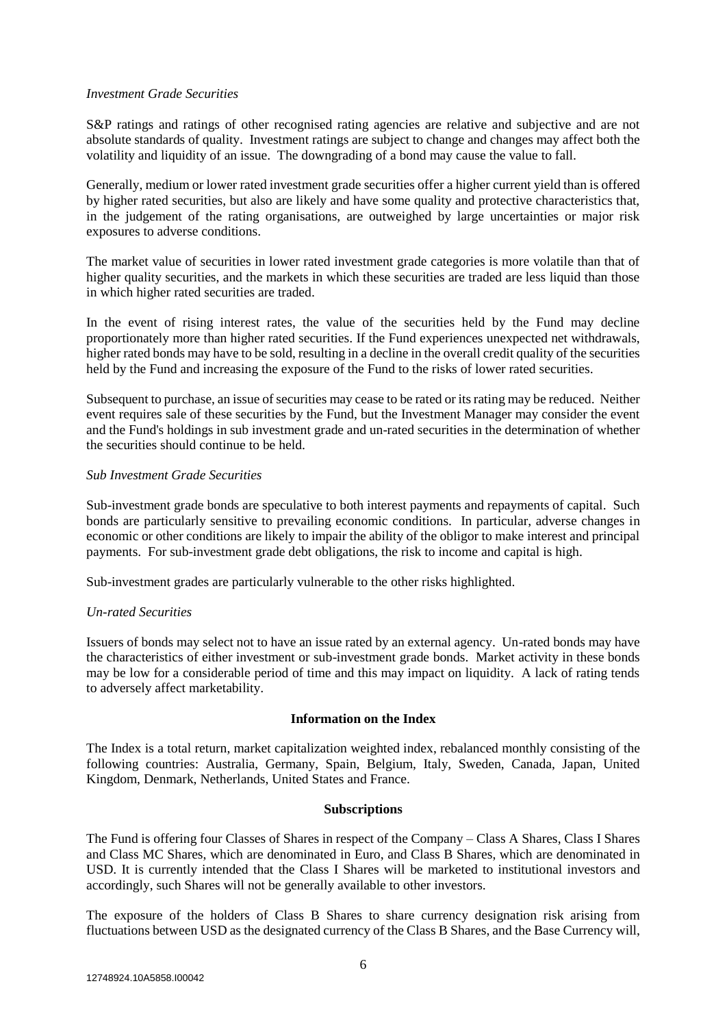*Investment Grade Securities*

S&P ratings and ratings of other recognised rating agencies are relative and subjective and are not absolute standards of quality. Investment ratings are subject to change and changes may affect both the volatility and liquidity of an issue. The downgrading of a bond may cause the value to fall.

Generally, medium or lower rated investment grade securities offer a higher current yield than is offered by higher rated securities, but also are likely and have some quality and protective characteristics that, in the judgement of the rating organisations, are outweighed by large uncertainties or major risk exposures to adverse conditions.

The market value of securities in lower rated investment grade categories is more volatile than that of higher quality securities, and the markets in which these securities are traded are less liquid than those in which higher rated securities are traded.

In the event of rising interest rates, the value of the securities held by the Fund may decline proportionately more than higher rated securities. If the Fund experiences unexpected net withdrawals, higher rated bonds may have to be sold, resulting in a decline in the overall credit quality of the securities held by the Fund and increasing the exposure of the Fund to the risks of lower rated securities.

Subsequent to purchase, an issue of securities may cease to be rated or its rating may be reduced. Neither event requires sale of these securities by the Fund, but the Investment Manager may consider the event and the Fund's holdings in sub investment grade and un-rated securities in the determination of whether the securities should continue to be held.

*Sub Investment Grade Securities*

Sub-investment grade bonds are speculative to both interest payments and repayments of capital. Such bonds are particularly sensitive to prevailing economic conditions. In particular, adverse changes in economic or other conditions are likely to impair the ability of the obligor to make interest and principal payments. For sub-investment grade debt obligations, the risk to income and capital is high.

Sub-investment grades are particularly vulnerable to the other risks highlighted.

*Un-rated Securities*

Issuers of bonds may select not to have an issue rated by an external agency. Un-rated bonds may have the characteristics of either investment or sub-investment grade bonds. Market activity in these bonds may be low for a considerable period of time and this may impact on liquidity. A lack of rating tends to adversely affect marketability.

**Information on the Index**

The Index is a total return, market capitalization weighted index, rebalanced monthly consisting of the following countries: Australia, Germany, Spain, Belgium, Italy, Sweden, Canada, Japan, United Kingdom, Denmark, Netherlands, United States and France.

**Subscriptions**

The Fund is offering four Classes of Shares in respect of the Company – Class A Shares, Class I Shares and Class MC Shares, which are denominated in Euro, and Class B Shares, which are denominated in USD. It is currently intended that the Class I Shares will be marketed to institutional investors and accordingly, such Shares will not be generally available to other investors.

The exposure of the holders of Class B Shares to share currency designation risk arising from fluctuations between USD as the designated currency of the Class B Shares, and the Base Currency will,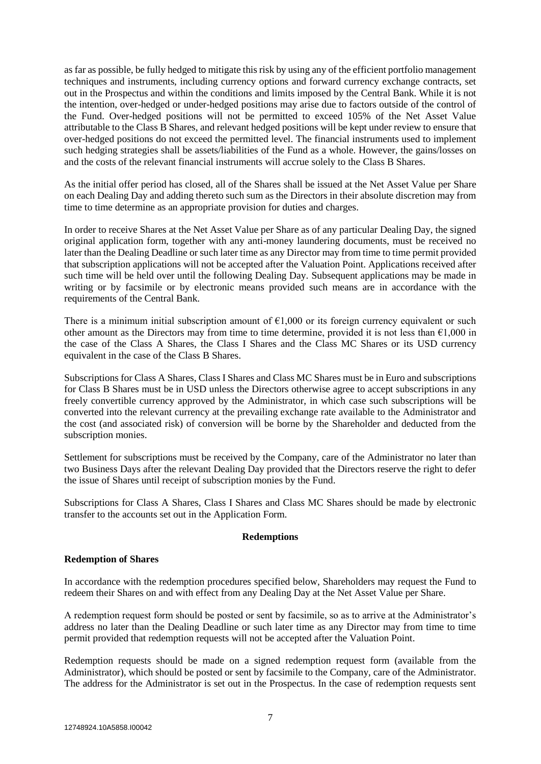as far as possible, be fully hedged to mitigate this risk by using any of the efficient portfolio management techniques and instruments, including currency options and forward currency exchange contracts, set out in the Prospectus and within the conditions and limits imposed by the Central Bank. While it is not the intention, over-hedged or under-hedged positions may arise due to factors outside of the control of the Fund. Over-hedged positions will not be permitted to exceed 105% of the Net Asset Value attributable to the Class B Shares, and relevant hedged positions will be kept under review to ensure that over-hedged positions do not exceed the permitted level. The financial instruments used to implement such hedging strategies shall be assets/liabilities of the Fund as a whole. However, the gains/losses on and the costs of the relevant financial instruments will accrue solely to the Class B Shares.

As the initial offer period has closed, all of the Shares shall be issued at the Net Asset Value per Share on each Dealing Day and adding thereto such sum as the Directors in their absolute discretion may from time to time determine as an appropriate provision for duties and charges.

In order to receive Shares at the Net Asset Value per Share as of any particular Dealing Day, the signed original application form, together with any anti-money laundering documents, must be received no later than the Dealing Deadline or such later time as any Director may from time to time permit provided that subscription applications will not be accepted after the Valuation Point. Applications received after such time will be held over until the following Dealing Day. Subsequent applications may be made in writing or by facsimile or by electronic means provided such means are in accordance with the requirements of the Central Bank.

There is a minimum initial subscription amount of €1,000 or its foreign currency equivalent or such other amount as the Directors may from time to time determine, provided it is not less than €1,000 in the case of the Class A Shares, the Class I Shares and the Class MC Shares or its USD currency equivalent in the case of the Class B Shares.

Subscriptions for Class A Shares, Class I Shares and Class MC Shares must be in Euro and subscriptions for Class B Shares must be in USD unless the Directors otherwise agree to accept subscriptions in any freely convertible currency approved by the Administrator, in which case such subscriptions will be converted into the relevant currency at the prevailing exchange rate available to the Administrator and the cost (and associated risk) of conversion will be borne by the Shareholder and deducted from the subscription monies.

Settlement for subscriptions must be received by the Company, care of the Administrator no later than two Business Days after the relevant Dealing Day provided that the Directors reserve the right to defer the issue of Shares until receipt of subscription monies by the Fund.

Subscriptions for Class A Shares, Class I Shares and Class MC Shares should be made by electronic transfer to the accounts set out in the Application Form.

## Redemptions

### Redemption of Shares

In accordance with the redemption procedures specified below, Shareholders may request the Fund to redeem their Shares on and with effect from any Dealing Day at the Net Asset Value per Share.

A redemption request form should be posted or sent by facsimile, so as to arrive at the Administrator's address no later than the Dealing Deadline or such later time as any Director may from time to time permit provided that redemption requests will not be accepted after the Valuation Point.

Redemption requests should be made on a signed redemption request form (available from the Administrator), which should be posted or sent by facsimile to the Company, care of the Administrator. The address for the Administrator is set out in the Prospectus. In the case of redemption requests sent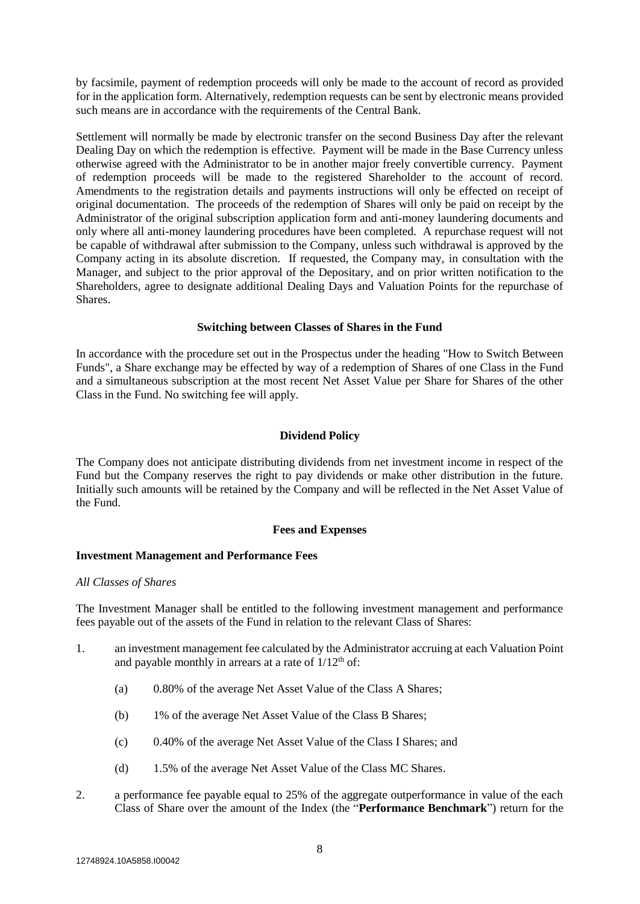by facsimile, payment of redemption proceeds will only be made to the account of record as provided for in the application form. Alternatively, redemption requests can be sent by electronic means provided such means are in accordance with the requirements of the Central Bank.

Settlement will normally be made by electronic transfer on the second Business Day after the relevant Dealing Day on which the redemption is effective. Payment will be made in the Base Currency unless otherwise agreed with the Administrator to be in another major freely convertible currency. Payment of redemption proceeds will be made to the registered Shareholder to the account of record. Amendments to the registration details and payments instructions will only be effected on receipt of original documentation. The proceeds of the redemption of Shares will only be paid on receipt by the Administrator of the original subscription application form and anti-money laundering documents and only where all anti-money laundering procedures have been completed. A repurchase request will not be capable of withdrawal after submission to the Company, unless such withdrawal is approved by the Company acting in its absolute discretion. If requested, the Company may, in consultation with the Manager, and subject to the prior approval of the Depositary, and on prior written notification to the Shareholders, agree to designate additional Dealing Days and Valuation Points for the repurchase of Shares.

**Switching between Classes of Shares in the Fund**

In accordance with the procedure set out in the Prospectus under the heading "How to Switch Between Funds", a Share exchange may be effected by way of a redemption of Shares of one Class in the Fund and a simultaneous subscription at the most recent Net Asset Value per Share for Shares of the other Class in the Fund. No switching fee will apply.

**Dividend Policy**

The Company does not anticipate distributing dividends from net investment income in respect of the Fund but the Company reserves the right to pay dividends or make other distribution in the future. Initially such amounts will be retained by the Company and will be reflected in the Net Asset Value of the Fund.

**Fees and Expenses**

**Investment Management and Performance Fees**

*All Classes of Shares*

The Investment Manager shall be entitled to the following investment management and performance fees payable out of the assets of the Fund in relation to the relevant Class of Shares:

1. an investment management fee calculated by the Administrator accruing at each Valuation Point and payable monthly in arrears at a rate of $1/12^{th}$ of:

   (a) 0.80% of the average Net Asset Value of the Class A Shares;

   (b) 1% of the average Net Asset Value of the Class B Shares;

   (c) 0.40% of the average Net Asset Value of the Class I Shares; and

   (d) 1.5% of the average Net Asset Value of the Class MC Shares.

2. a performance fee payable equal to 25% of the aggregate outperformance in value of the each Class of Share over the amount of the Index (the "**Performance Benchmark**") return for the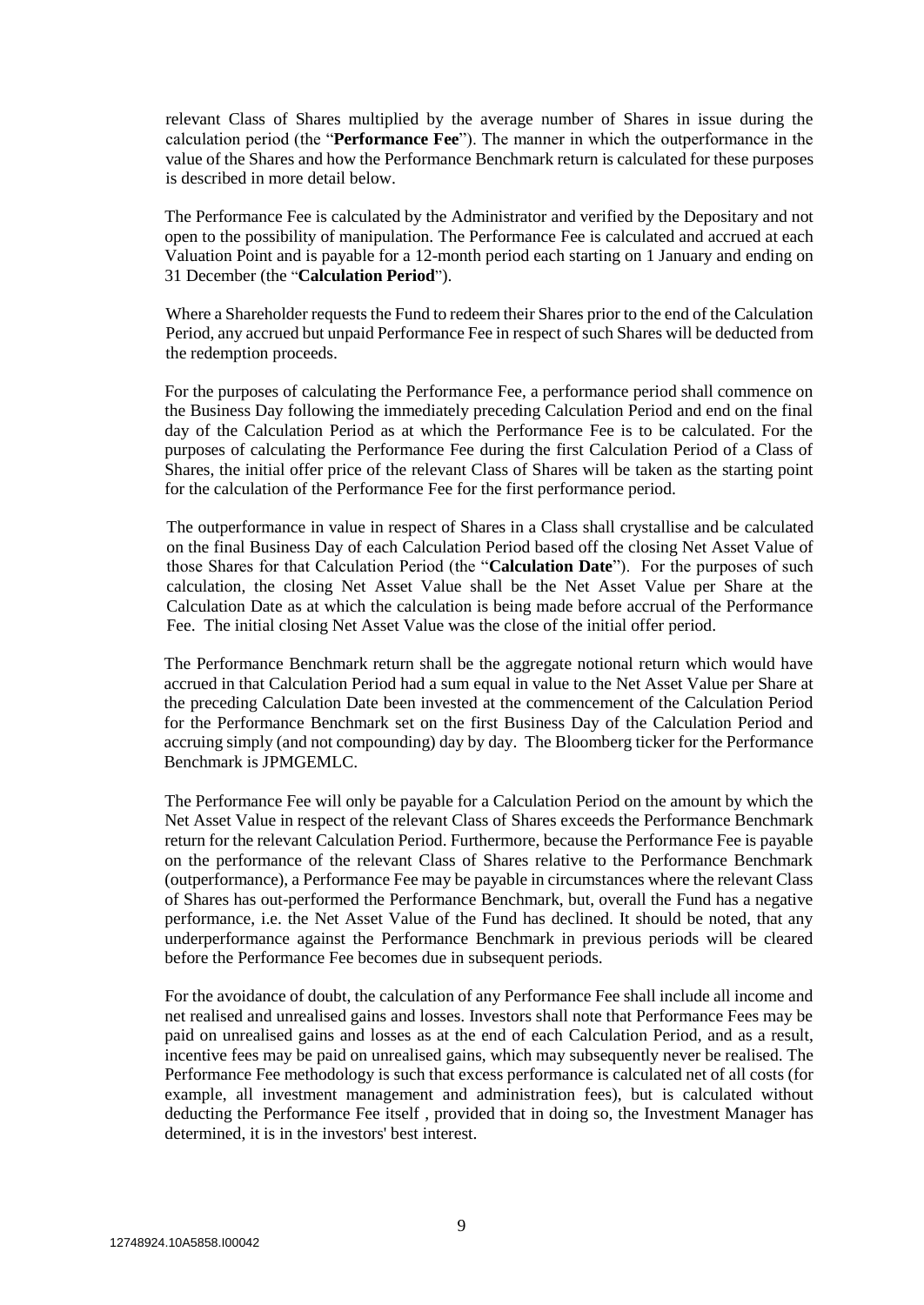relevant Class of Shares multiplied by the average number of Shares in issue during the calculation period (the "**Performance Fee**"). The manner in which the outperformance in the value of the Shares and how the Performance Benchmark return is calculated for these purposes is described in more detail below.

The Performance Fee is calculated by the Administrator and verified by the Depositary and not open to the possibility of manipulation. The Performance Fee is calculated and accrued at each Valuation Point and is payable for a 12-month period each starting on 1 January and ending on 31 December (the "**Calculation Period**").

Where a Shareholder requests the Fund to redeem their Shares prior to the end of the Calculation Period, any accrued but unpaid Performance Fee in respect of such Shares will be deducted from the redemption proceeds.

For the purposes of calculating the Performance Fee, a performance period shall commence on the Business Day following the immediately preceding Calculation Period and end on the final day of the Calculation Period as at which the Performance Fee is to be calculated. For the purposes of calculating the Performance Fee during the first Calculation Period of a Class of Shares, the initial offer price of the relevant Class of Shares will be taken as the starting point for the calculation of the Performance Fee for the first performance period.

The outperformance in value in respect of Shares in a Class shall crystallise and be calculated on the final Business Day of each Calculation Period based off the closing Net Asset Value of those Shares for that Calculation Period (the "**Calculation Date**"). For the purposes of such calculation, the closing Net Asset Value shall be the Net Asset Value per Share at the Calculation Date as at which the calculation is being made before accrual of the Performance Fee. The initial closing Net Asset Value was the close of the initial offer period.

The Performance Benchmark return shall be the aggregate notional return which would have accrued in that Calculation Period had a sum equal in value to the Net Asset Value per Share at the preceding Calculation Date been invested at the commencement of the Calculation Period for the Performance Benchmark set on the first Business Day of the Calculation Period and accruing simply (and not compounding) day by day. The Bloomberg ticker for the Performance Benchmark is JPMGEMLC.

The Performance Fee will only be payable for a Calculation Period on the amount by which the Net Asset Value in respect of the relevant Class of Shares exceeds the Performance Benchmark return for the relevant Calculation Period. Furthermore, because the Performance Fee is payable on the performance of the relevant Class of Shares relative to the Performance Benchmark (outperformance), a Performance Fee may be payable in circumstances where the relevant Class of Shares has out-performed the Performance Benchmark, but, overall the Fund has a negative performance, i.e. the Net Asset Value of the Fund has declined. It should be noted, that any underperformance against the Performance Benchmark in previous periods will be cleared before the Performance Fee becomes due in subsequent periods.

For the avoidance of doubt, the calculation of any Performance Fee shall include all income and net realised and unrealised gains and losses. Investors shall note that Performance Fees may be paid on unrealised gains and losses as at the end of each Calculation Period, and as a result, incentive fees may be paid on unrealised gains, which may subsequently never be realised. The Performance Fee methodology is such that excess performance is calculated net of all costs (for example, all investment management and administration fees), but is calculated without deducting the Performance Fee itself , provided that in doing so, the Investment Manager has determined, it is in the investors' best interest.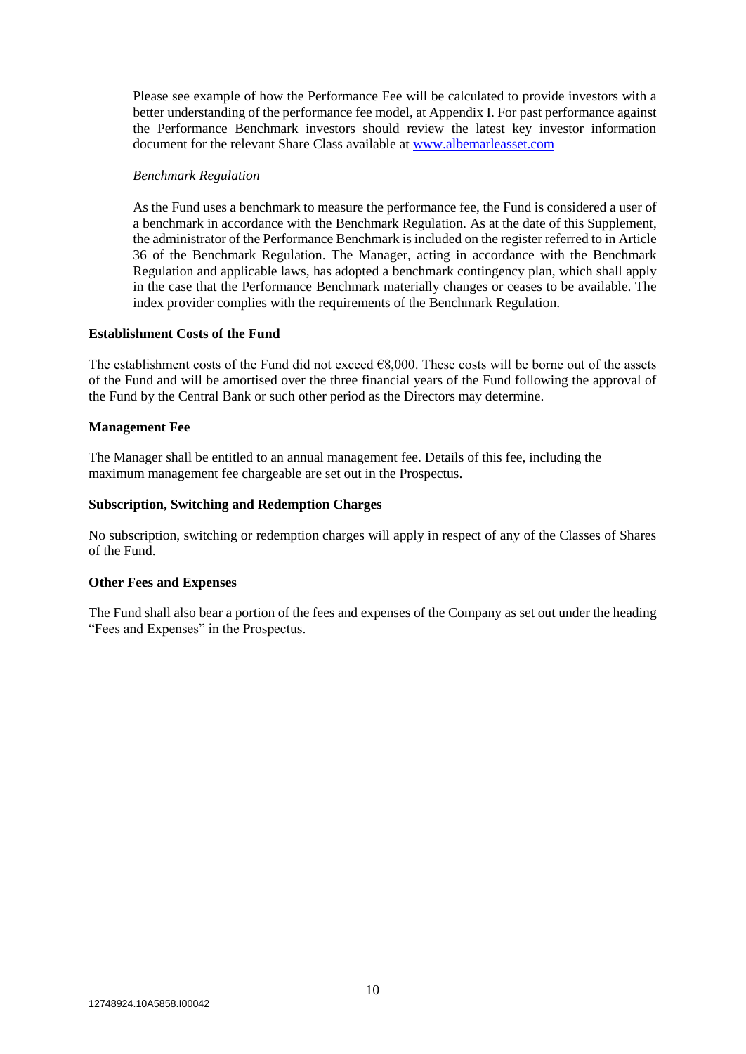Please see example of how the Performance Fee will be calculated to provide investors with a better understanding of the performance fee model, at Appendix I. For past performance against the Performance Benchmark investors should review the latest key investor information document for the relevant Share Class available at [www.albemarleasset.com](http://www.albemarleasset.com)

*Benchmark Regulation*

As the Fund uses a benchmark to measure the performance fee, the Fund is considered a user of a benchmark in accordance with the Benchmark Regulation. As at the date of this Supplement, the administrator of the Performance Benchmark is included on the register referred to in Article 36 of the Benchmark Regulation. The Manager, acting in accordance with the Benchmark Regulation and applicable laws, has adopted a benchmark contingency plan, which shall apply in the case that the Performance Benchmark materially changes or ceases to be available. The index provider complies with the requirements of the Benchmark Regulation.

**Establishment Costs of the Fund**

The establishment costs of the Fund did not exceed €8,000. These costs will be borne out of the assets of the Fund and will be amortised over the three financial years of the Fund following the approval of the Fund by the Central Bank or such other period as the Directors may determine.

**Management Fee**

The Manager shall be entitled to an annual management fee. Details of this fee, including the maximum management fee chargeable are set out in the Prospectus.

**Subscription, Switching and Redemption Charges**

No subscription, switching or redemption charges will apply in respect of any of the Classes of Shares of the Fund.

**Other Fees and Expenses**

The Fund shall also bear a portion of the fees and expenses of the Company as set out under the heading "Fees and Expenses" in the Prospectus.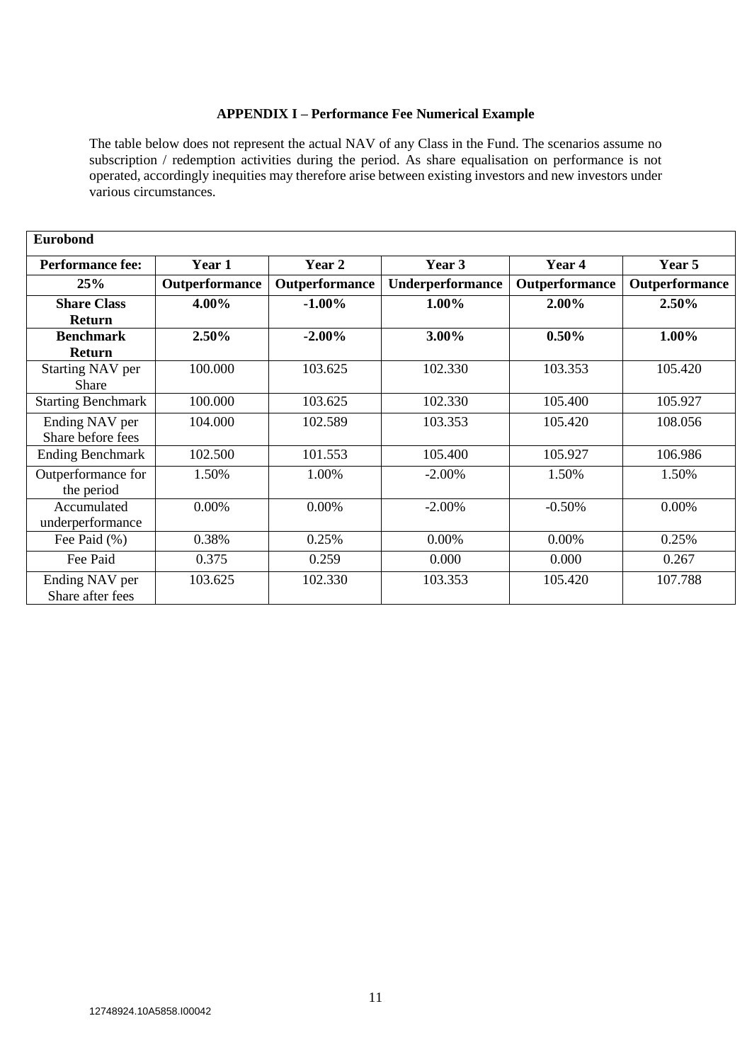**APPENDIX I – Performance Fee Numerical Example**

The table below does not represent the actual NAV of any Class in the Fund. The scenarios assume no subscription / redemption activities during the period. As share equalisation on performance is not operated, accordingly inequities may therefore arise between existing investors and new investors under various circumstances.

| **Eurobond** | | | | | |
|---|---|---|---|---|---|
| **Performance fee:** | **Year 1** | **Year 2** | **Year 3** | **Year 4** | **Year 5** |
| **25%** | **Outperformance** | **Outperformance** | **Underperformance** | **Outperformance** | **Outperformance** |
| **Share Class Return** | **4.00%** | **-1.00%** | **1.00%** | **2.00%** | **2.50%** |
| **Benchmark Return** | **2.50%** | **-2.00%** | **3.00%** | **0.50%** | **1.00%** |
| Starting NAV per Share | 100.000 | 103.625 | 102.330 | 103.353 | 105.420 |
| Starting Benchmark | 100.000 | 103.625 | 102.330 | 105.400 | 105.927 |
| Ending NAV per Share before fees | 104.000 | 102.589 | 103.353 | 105.420 | 108.056 |
| Ending Benchmark | 102.500 | 101.553 | 105.400 | 105.927 | 106.986 |
| Outperformance for the period | 1.50% | 1.00% | -2.00% | 1.50% | 1.50% |
| Accumulated underperformance | 0.00% | 0.00% | -2.00% | -0.50% | 0.00% |
| Fee Paid (%) | 0.38% | 0.25% | 0.00% | 0.00% | 0.25% |
| Fee Paid | 0.375 | 0.259 | 0.000 | 0.000 | 0.267 |
| Ending NAV per Share after fees | 103.625 | 102.330 | 103.353 | 105.420 | 107.788 |

12748924.10A5858.I00042